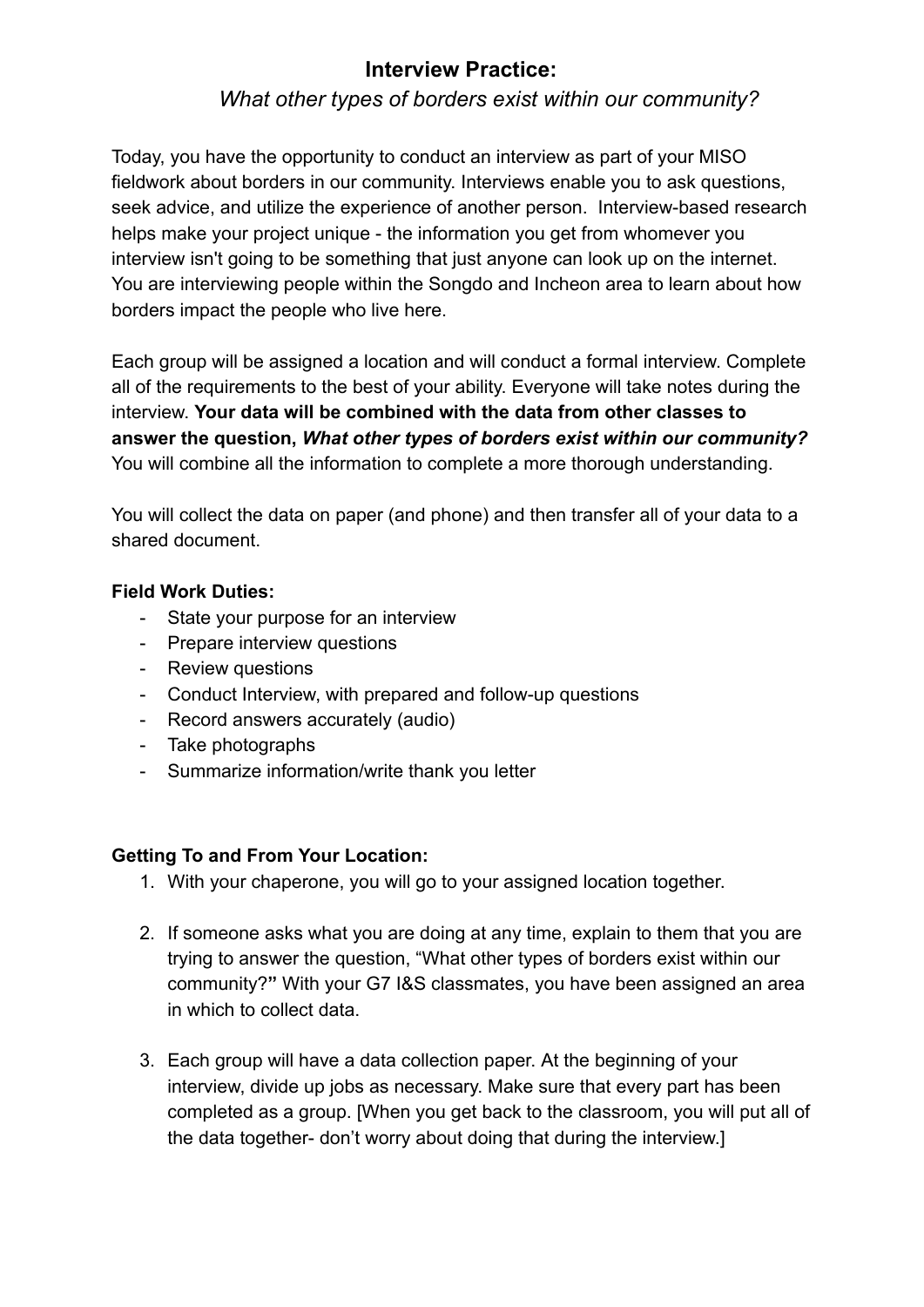# Interview Practice:

*What other types of borders exist within our community?*

Today, you have the opportunity to conduct an interview as part of your MISO fieldwork about borders in our community. Interviews enable you to ask questions, seek advice, and utilize the experience of another person. Interview-based research helps make your project unique - the information you get from whomever you interview isn't going to be something that just anyone can look up on the internet. You are interviewing people within the Songdo and Incheon area to learn about how borders impact the people who live here.

Each group will be assigned a location and will conduct a formal interview. Complete all of the requirements to the best of your ability. Everyone will take notes during the interview. **Your data will be combined with the data from other classes to answer the question, *What other types of borders exist within our community?*** You will combine all the information to complete a more thorough understanding.

You will collect the data on paper (and phone) and then transfer all of your data to a shared document.

**Field Work Duties:**

- State your purpose for an interview
- Prepare interview questions
- Review questions
- Conduct Interview, with prepared and follow-up questions
- Record answers accurately (audio)
- Take photographs
- Summarize information/write thank you letter

**Getting To and From Your Location:**

1. With your chaperone, you will go to your assigned location together.

2. If someone asks what you are doing at any time, explain to them that you are trying to answer the question, "What other types of borders exist within our community?**"** With your G7 I&S classmates, you have been assigned an area in which to collect data.

3. Each group will have a data collection paper. At the beginning of your interview, divide up jobs as necessary. Make sure that every part has been completed as a group. [When you get back to the classroom, you will put all of the data together- don't worry about doing that during the interview.]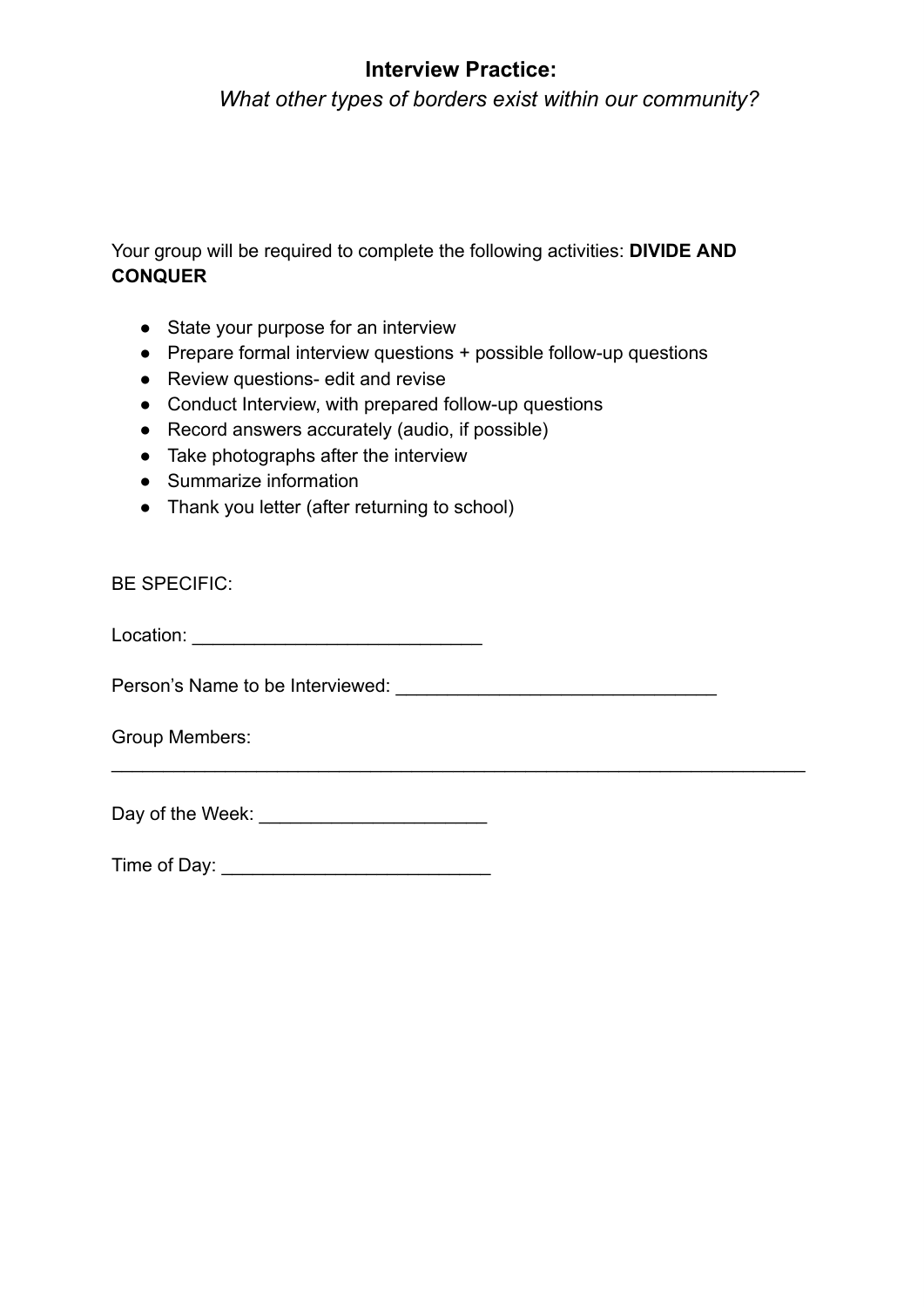**Interview Practice:**

*What other types of borders exist within our community?*

Your group will be required to complete the following activities: **DIVIDE AND CONQUER**

- State your purpose for an interview
- Prepare formal interview questions + possible follow-up questions
- Review questions- edit and revise
- Conduct Interview, with prepared follow-up questions
- Record answers accurately (audio, if possible)
- Take photographs after the interview
- Summarize information
- Thank you letter (after returning to school)

BE SPECIFIC:

Location: ___________________________

Person's Name to be Interviewed: ______________________________

Group Members:

_________________________________________________________________

Day of the Week: _____________________

Time of Day: _________________________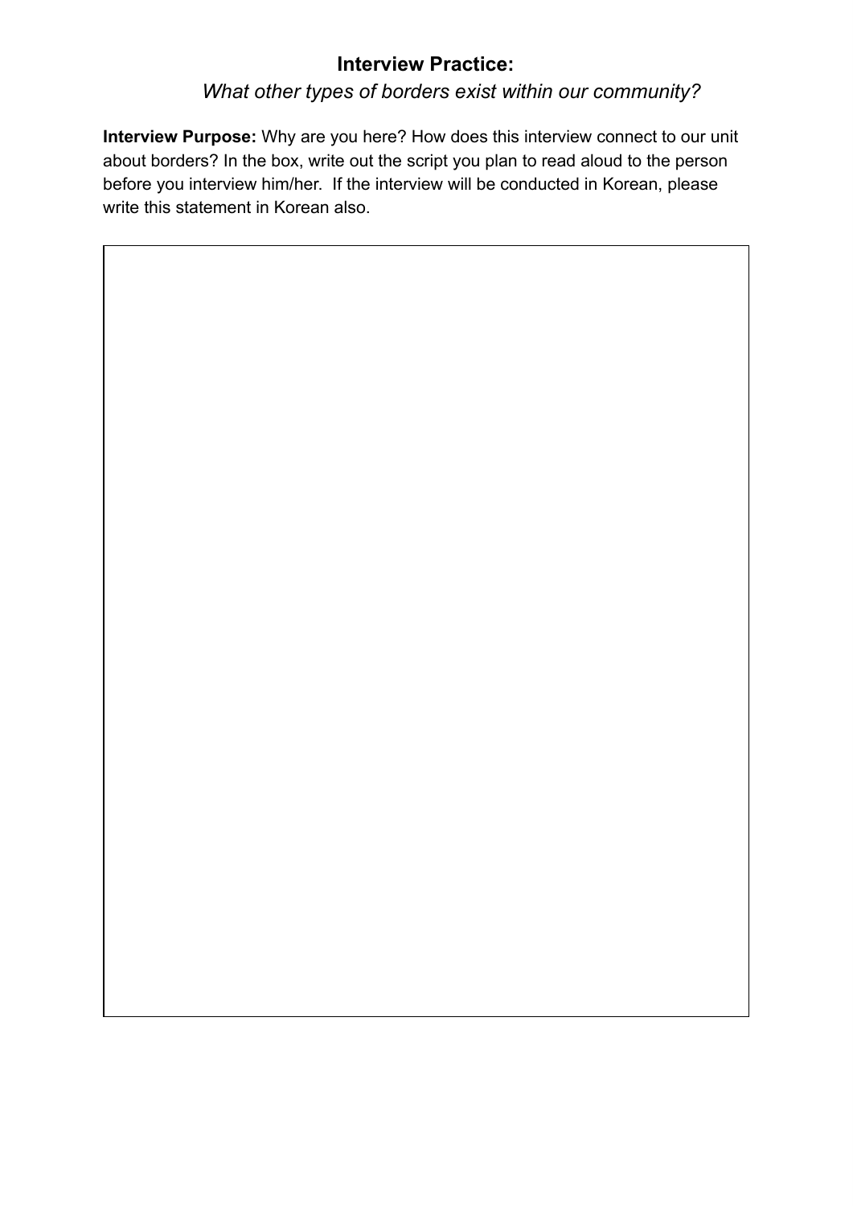## Interview Practice:

### *What other types of borders exist within our community?*

**Interview Purpose:** Why are you here? How does this interview connect to our unit about borders? In the box, write out the script you plan to read aloud to the person before you interview him/her. If the interview will be conducted in Korean, please write this statement in Korean also.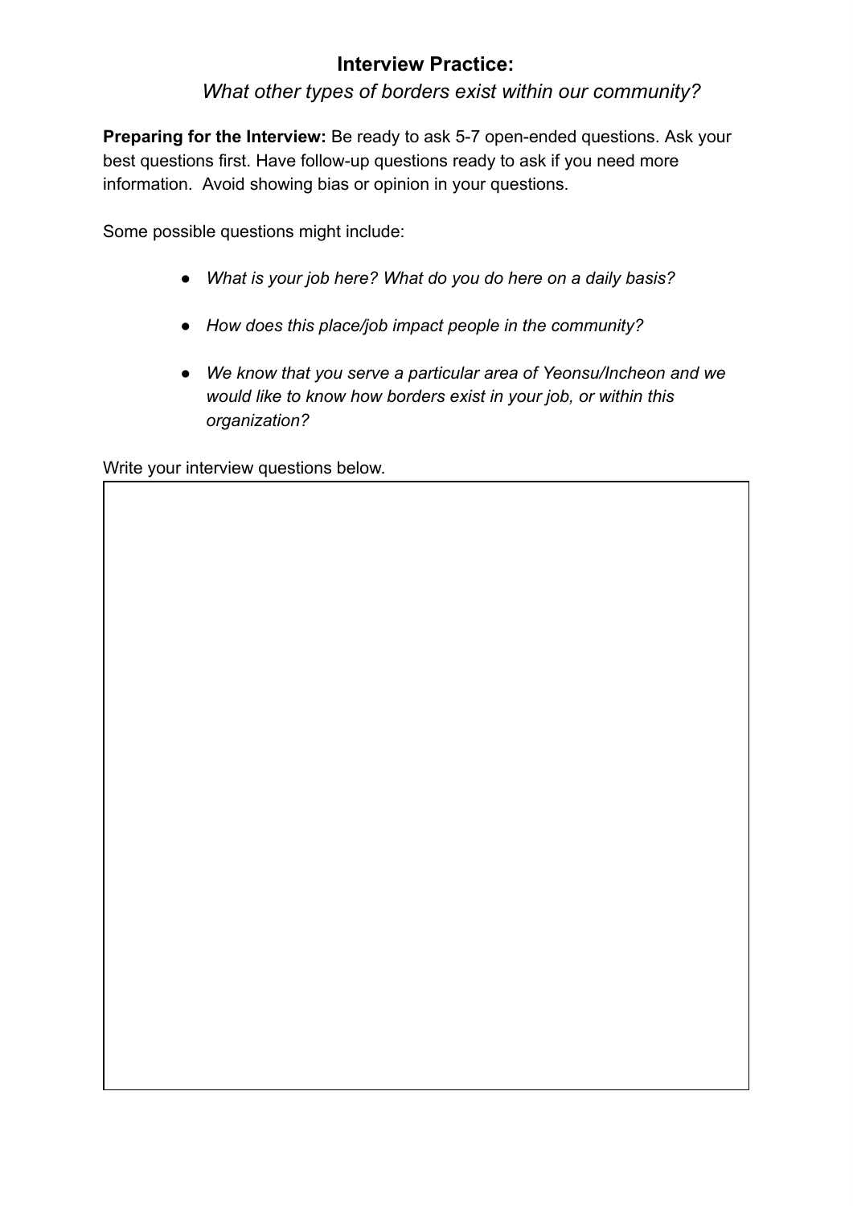## Interview Practice:

*What other types of borders exist within our community?*

**Preparing for the Interview:** Be ready to ask 5-7 open-ended questions. Ask your best questions first. Have follow-up questions ready to ask if you need more information. Avoid showing bias or opinion in your questions.

Some possible questions might include:

- *What is your job here? What do you do here on a daily basis?*
- *How does this place/job impact people in the community?*
- *We know that you serve a particular area of Yeonsu/Incheon and we would like to know how borders exist in your job, or within this organization?*

Write your interview questions below.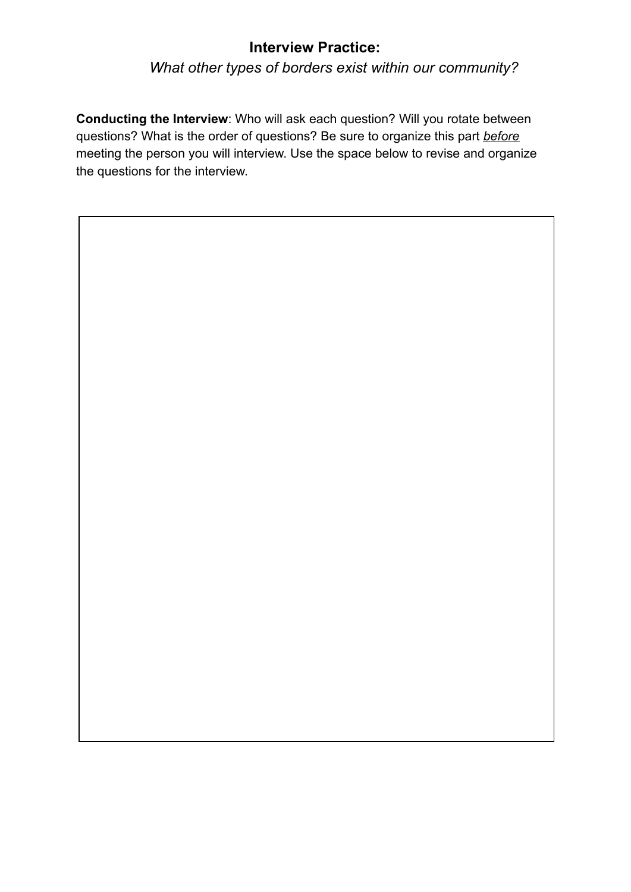**Interview Practice:**

*What other types of borders exist within our community?*

**Conducting the Interview**: Who will ask each question? Will you rotate between questions? What is the order of questions? Be sure to organize this part ***before*** meeting the person you will interview. Use the space below to revise and organize the questions for the interview.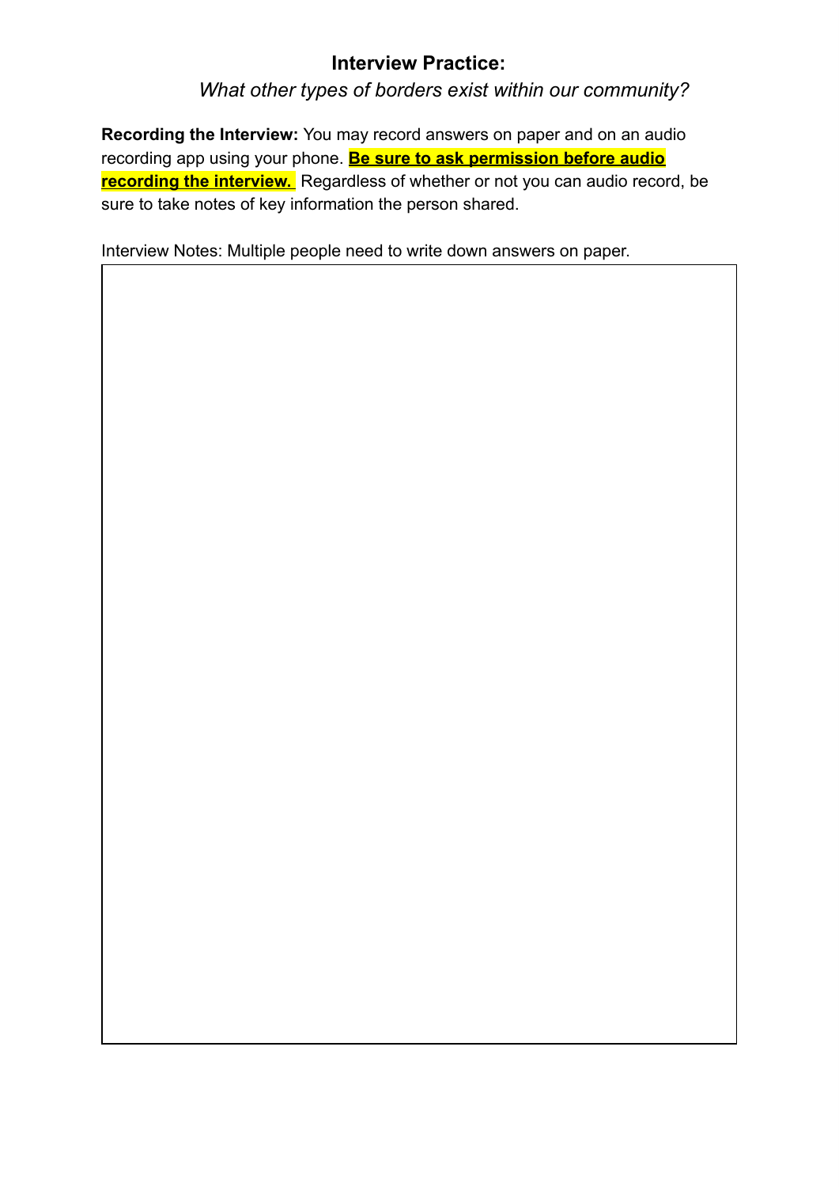## Interview Practice:

*What other types of borders exist within our community?*

**Recording the Interview:** You may record answers on paper and on an audio recording app using your phone. **Be sure to ask permission before audio recording the interview.** Regardless of whether or not you can audio record, be sure to take notes of key information the person shared.

Interview Notes: Multiple people need to write down answers on paper.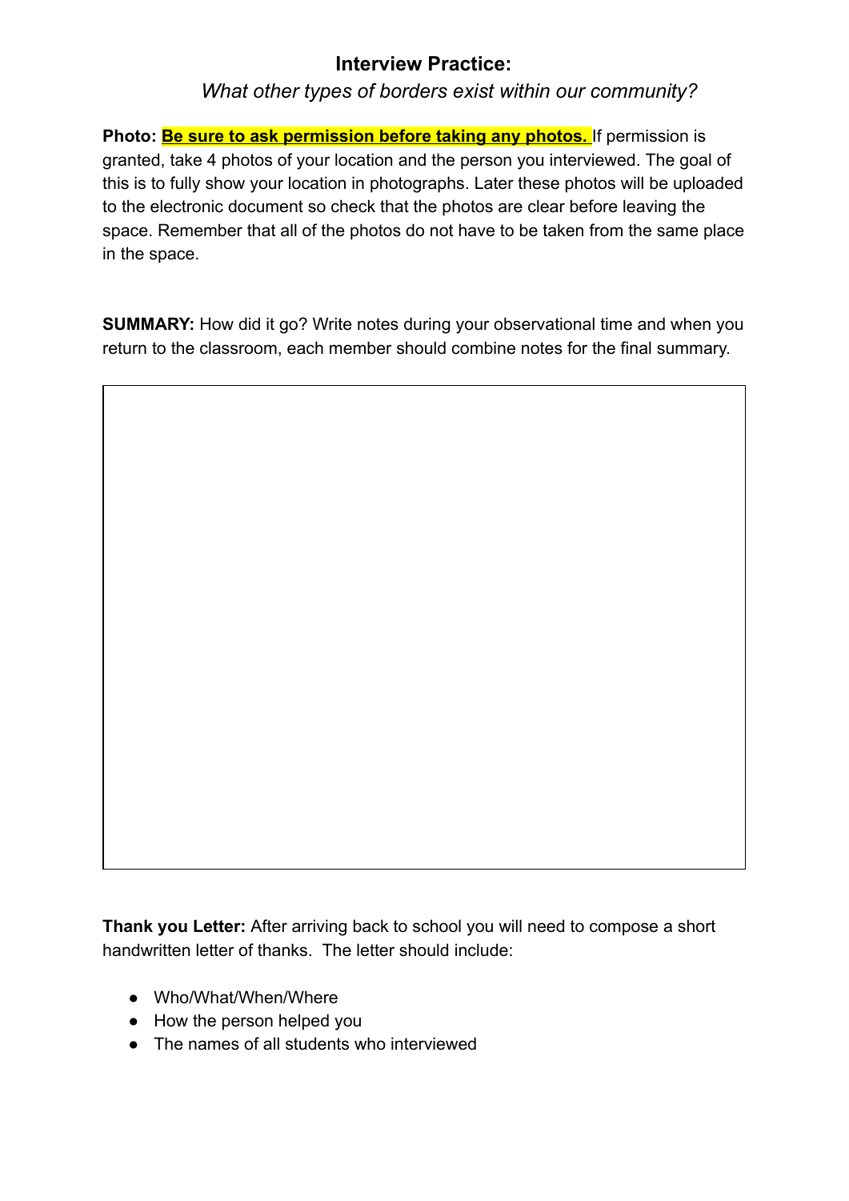## Interview Practice:

*What other types of borders exist within our community?*

**Photo:** **<u>Be sure to ask permission before taking any photos.</u>** If permission is granted, take 4 photos of your location and the person you interviewed. The goal of this is to fully show your location in photographs. Later these photos will be uploaded to the electronic document so check that the photos are clear before leaving the space. Remember that all of the photos do not have to be taken from the same place in the space.

**SUMMARY:** How did it go? Write notes during your observational time and when you return to the classroom, each member should combine notes for the final summary.

| |
|---|
| |

**Thank you Letter:** After arriving back to school you will need to compose a short handwritten letter of thanks. The letter should include:

- Who/What/When/Where
- How the person helped you
- The names of all students who interviewed